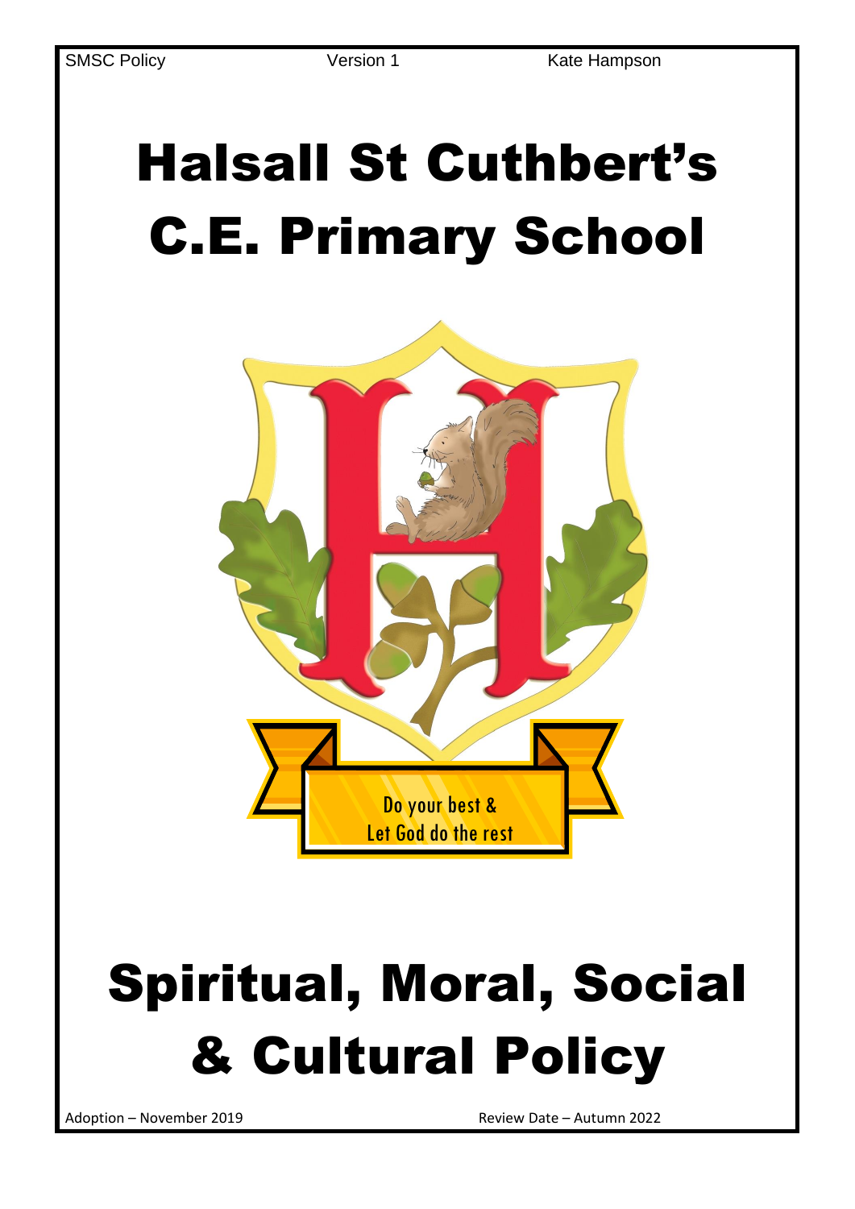SMSC Policy Version 1 Kate Hampson

# Halsall St Cuthbert's C.E. Primary School

Do your best &
Let God do the rest

# Spiritual, Moral, Social & Cultural Policy

Adoption – November 2019

Review Date – Autumn 2022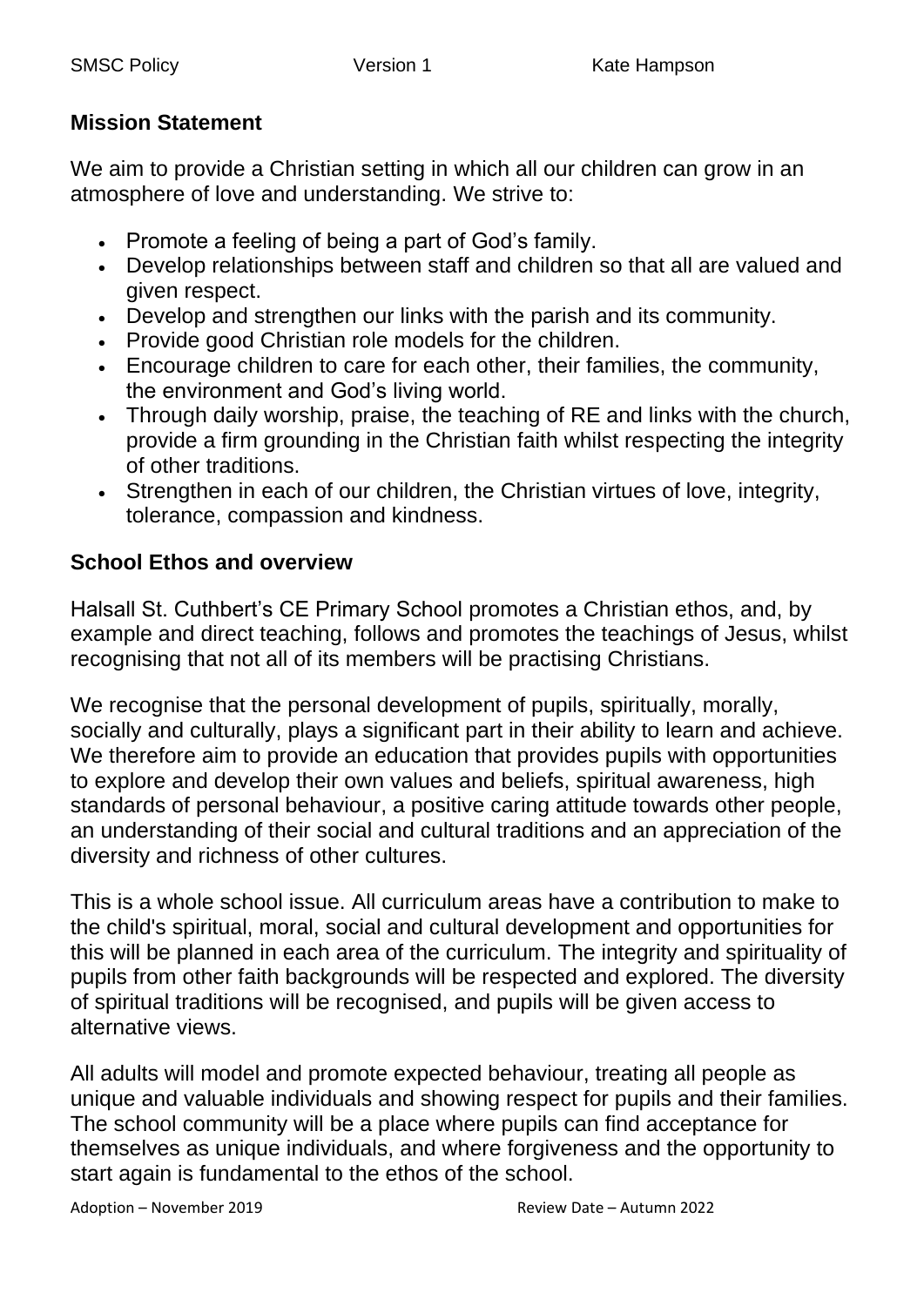## Mission Statement

We aim to provide a Christian setting in which all our children can grow in an atmosphere of love and understanding. We strive to:

- Promote a feeling of being a part of God's family.
- Develop relationships between staff and children so that all are valued and given respect.
- Develop and strengthen our links with the parish and its community.
- Provide good Christian role models for the children.
- Encourage children to care for each other, their families, the community, the environment and God's living world.
- Through daily worship, praise, the teaching of RE and links with the church, provide a firm grounding in the Christian faith whilst respecting the integrity of other traditions.
- Strengthen in each of our children, the Christian virtues of love, integrity, tolerance, compassion and kindness.

## School Ethos and overview

Halsall St. Cuthbert's CE Primary School promotes a Christian ethos, and, by example and direct teaching, follows and promotes the teachings of Jesus, whilst recognising that not all of its members will be practising Christians.

We recognise that the personal development of pupils, spiritually, morally, socially and culturally, plays a significant part in their ability to learn and achieve. We therefore aim to provide an education that provides pupils with opportunities to explore and develop their own values and beliefs, spiritual awareness, high standards of personal behaviour, a positive caring attitude towards other people, an understanding of their social and cultural traditions and an appreciation of the diversity and richness of other cultures.

This is a whole school issue. All curriculum areas have a contribution to make to the child's spiritual, moral, social and cultural development and opportunities for this will be planned in each area of the curriculum. The integrity and spirituality of pupils from other faith backgrounds will be respected and explored. The diversity of spiritual traditions will be recognised, and pupils will be given access to alternative views.

All adults will model and promote expected behaviour, treating all people as unique and valuable individuals and showing respect for pupils and their families. The school community will be a place where pupils can find acceptance for themselves as unique individuals, and where forgiveness and the opportunity to start again is fundamental to the ethos of the school.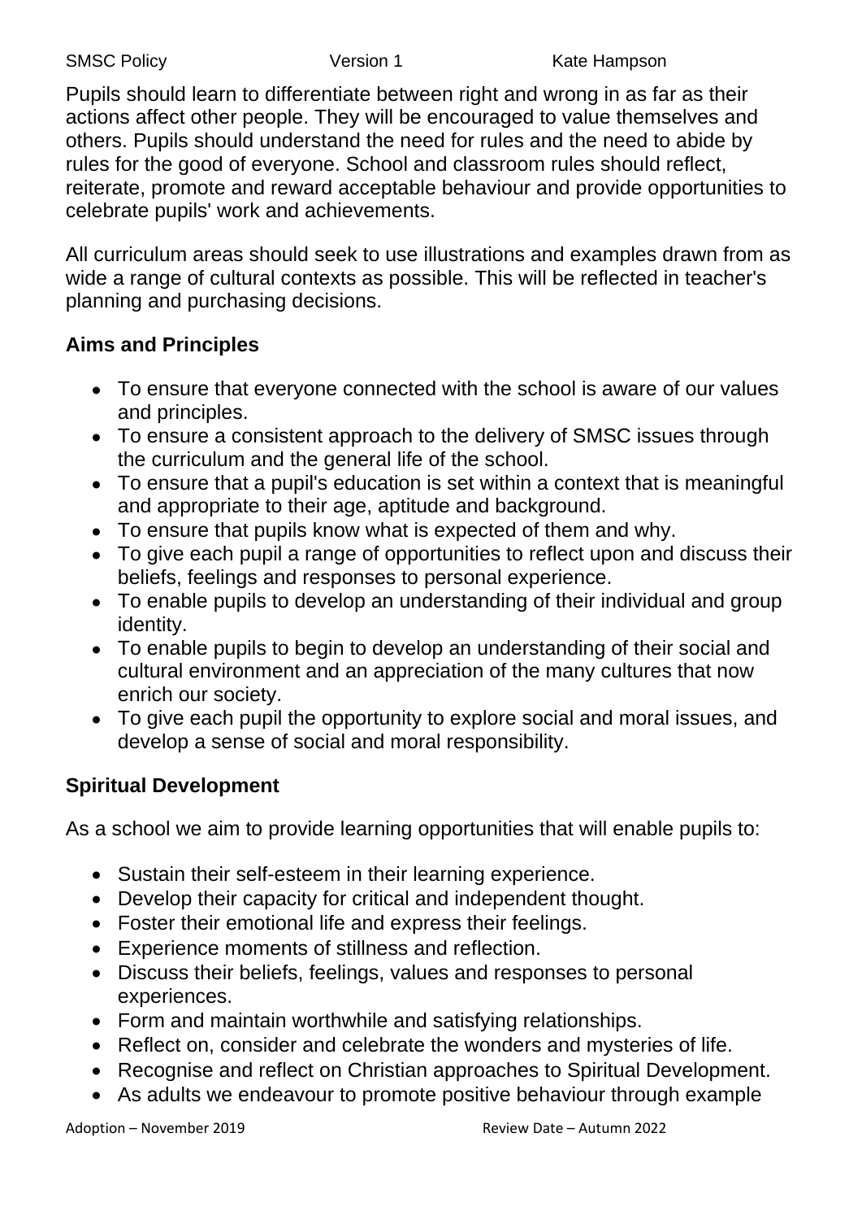Pupils should learn to differentiate between right and wrong in as far as their actions affect other people. They will be encouraged to value themselves and others. Pupils should understand the need for rules and the need to abide by rules for the good of everyone. School and classroom rules should reflect, reiterate, promote and reward acceptable behaviour and provide opportunities to celebrate pupils' work and achievements.

All curriculum areas should seek to use illustrations and examples drawn from as wide a range of cultural contexts as possible. This will be reflected in teacher's planning and purchasing decisions.

## Aims and Principles

- To ensure that everyone connected with the school is aware of our values and principles.
- To ensure a consistent approach to the delivery of SMSC issues through the curriculum and the general life of the school.
- To ensure that a pupil's education is set within a context that is meaningful and appropriate to their age, aptitude and background.
- To ensure that pupils know what is expected of them and why.
- To give each pupil a range of opportunities to reflect upon and discuss their beliefs, feelings and responses to personal experience.
- To enable pupils to develop an understanding of their individual and group identity.
- To enable pupils to begin to develop an understanding of their social and cultural environment and an appreciation of the many cultures that now enrich our society.
- To give each pupil the opportunity to explore social and moral issues, and develop a sense of social and moral responsibility.

## Spiritual Development

As a school we aim to provide learning opportunities that will enable pupils to:

- Sustain their self-esteem in their learning experience.
- Develop their capacity for critical and independent thought.
- Foster their emotional life and express their feelings.
- Experience moments of stillness and reflection.
- Discuss their beliefs, feelings, values and responses to personal experiences.
- Form and maintain worthwhile and satisfying relationships.
- Reflect on, consider and celebrate the wonders and mysteries of life.
- Recognise and reflect on Christian approaches to Spiritual Development.
- As adults we endeavour to promote positive behaviour through example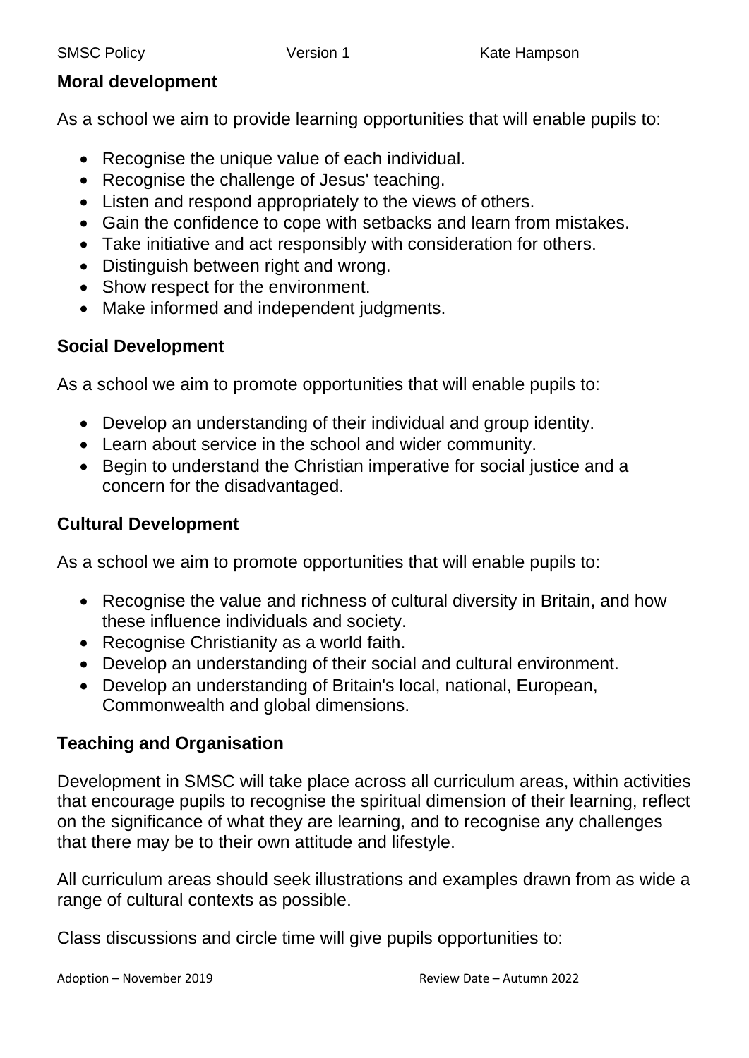**Moral development**

As a school we aim to provide learning opportunities that will enable pupils to:

- Recognise the unique value of each individual.
- Recognise the challenge of Jesus' teaching.
- Listen and respond appropriately to the views of others.
- Gain the confidence to cope with setbacks and learn from mistakes.
- Take initiative and act responsibly with consideration for others.
- Distinguish between right and wrong.
- Show respect for the environment.
- Make informed and independent judgments.

**Social Development**

As a school we aim to promote opportunities that will enable pupils to:

- Develop an understanding of their individual and group identity.
- Learn about service in the school and wider community.
- Begin to understand the Christian imperative for social justice and a concern for the disadvantaged.

**Cultural Development**

As a school we aim to promote opportunities that will enable pupils to:

- Recognise the value and richness of cultural diversity in Britain, and how these influence individuals and society.
- Recognise Christianity as a world faith.
- Develop an understanding of their social and cultural environment.
- Develop an understanding of Britain's local, national, European, Commonwealth and global dimensions.

**Teaching and Organisation**

Development in SMSC will take place across all curriculum areas, within activities that encourage pupils to recognise the spiritual dimension of their learning, reflect on the significance of what they are learning, and to recognise any challenges that there may be to their own attitude and lifestyle.

All curriculum areas should seek illustrations and examples drawn from as wide a range of cultural contexts as possible.

Class discussions and circle time will give pupils opportunities to: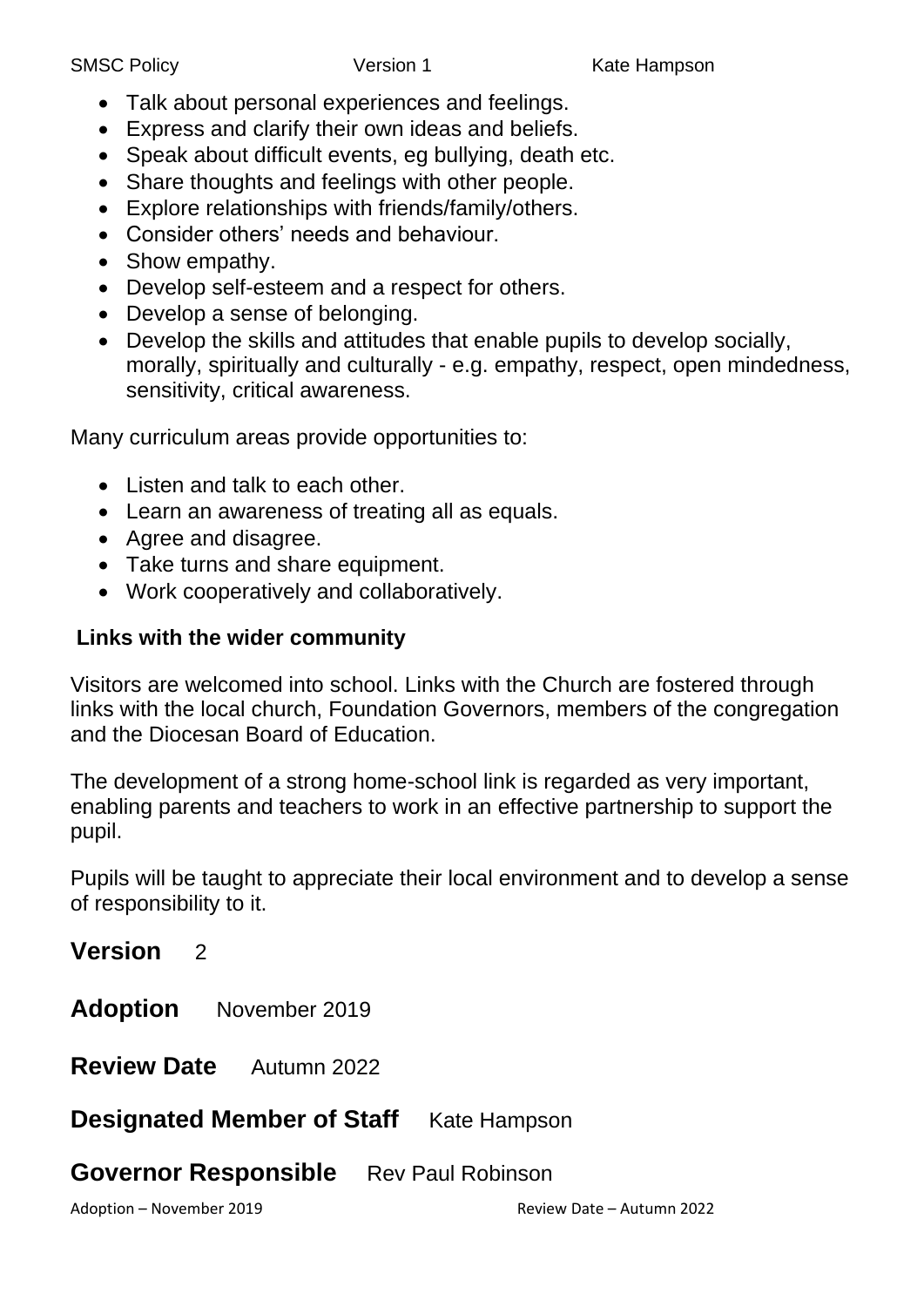- Talk about personal experiences and feelings.
- Express and clarify their own ideas and beliefs.
- Speak about difficult events, eg bullying, death etc.
- Share thoughts and feelings with other people.
- Explore relationships with friends/family/others.
- Consider others' needs and behaviour.
- Show empathy.
- Develop self-esteem and a respect for others.
- Develop a sense of belonging.
- Develop the skills and attitudes that enable pupils to develop socially, morally, spiritually and culturally - e.g. empathy, respect, open mindedness, sensitivity, critical awareness.

Many curriculum areas provide opportunities to:

- Listen and talk to each other.
- Learn an awareness of treating all as equals.
- Agree and disagree.
- Take turns and share equipment.
- Work cooperatively and collaboratively.

**Links with the wider community**

Visitors are welcomed into school. Links with the Church are fostered through links with the local church, Foundation Governors, members of the congregation and the Diocesan Board of Education.

The development of a strong home-school link is regarded as very important, enabling parents and teachers to work in an effective partnership to support the pupil.

Pupils will be taught to appreciate their local environment and to develop a sense of responsibility to it.

## Version 2

## Adoption November 2019

## Review Date Autumn 2022

## Designated Member of Staff Kate Hampson

## Governor Responsible Rev Paul Robinson